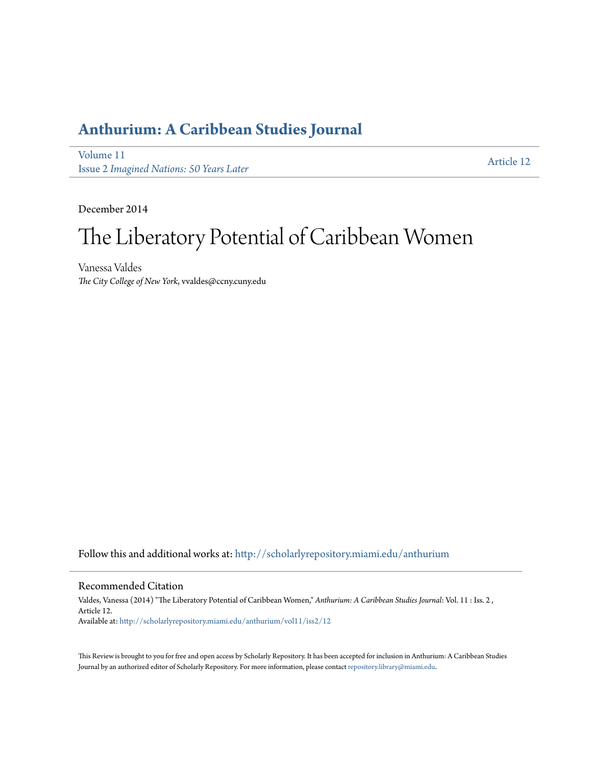# Anthurium: A Caribbean Studies Journal

Volume 11
Issue 2 *Imagined Nations: 50 Years Later*

Article 12

December 2014

# The Liberatory Potential of Caribbean Women

Vanessa Valdes
*The City College of New York*, vvaldes@ccny.cuny.edu

Follow this and additional works at: http://scholarlyrepository.miami.edu/anthurium

## Recommended Citation

Valdes, Vanessa (2014) "The Liberatory Potential of Caribbean Women," *Anthurium: A Caribbean Studies Journal*: Vol. 11 : Iss. 2 , Article 12.
Available at: http://scholarlyrepository.miami.edu/anthurium/vol11/iss2/12

This Review is brought to you for free and open access by Scholarly Repository. It has been accepted for inclusion in Anthurium: A Caribbean Studies Journal by an authorized editor of Scholarly Repository. For more information, please contact repository.library@miami.edu.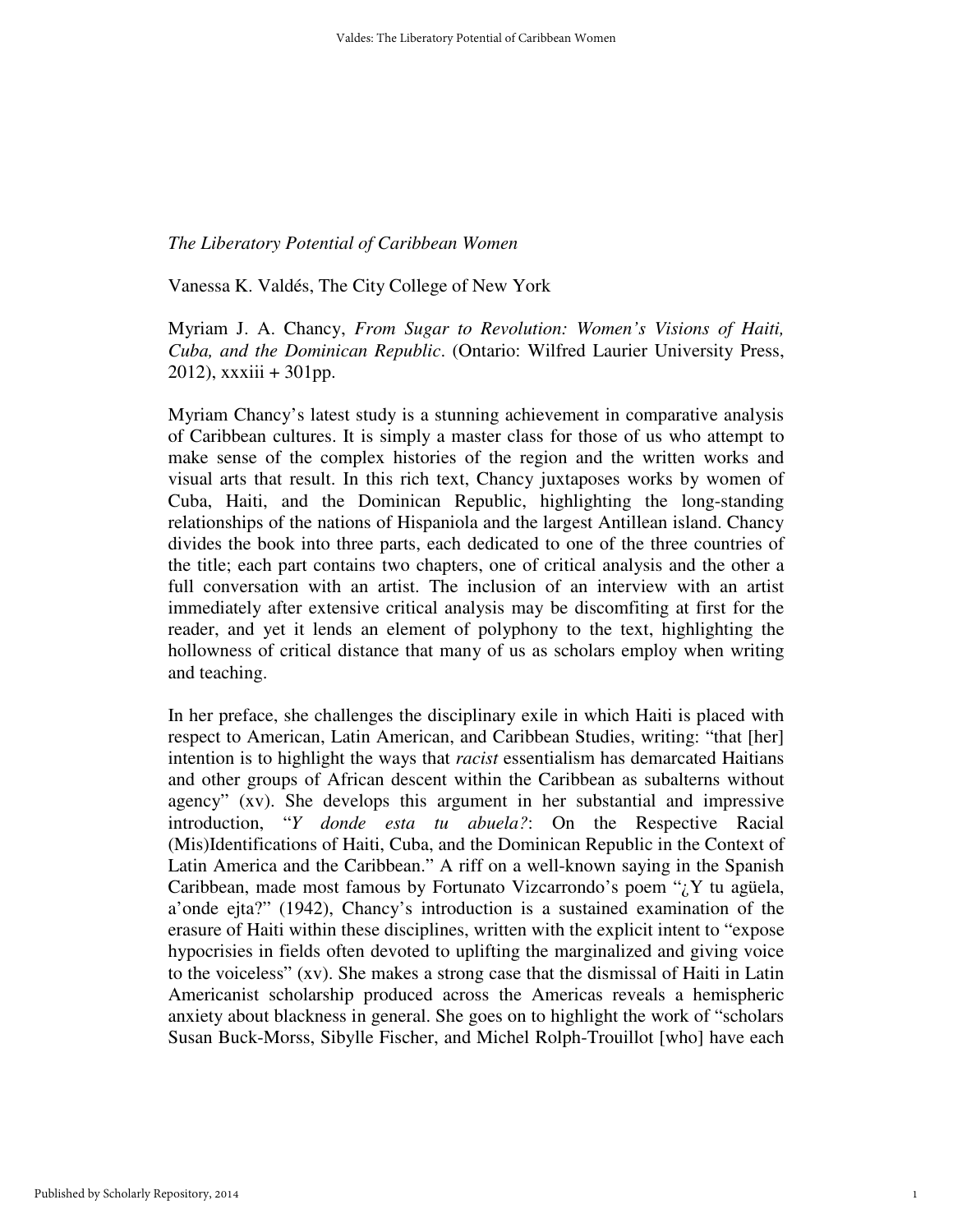*The Liberatory Potential of Caribbean Women*

Vanessa K. Valdés, The City College of New York

Myriam J. A. Chancy, *From Sugar to Revolution: Women's Visions of Haiti, Cuba, and the Dominican Republic*. (Ontario: Wilfred Laurier University Press, 2012), xxxiii + 301pp.

Myriam Chancy's latest study is a stunning achievement in comparative analysis of Caribbean cultures. It is simply a master class for those of us who attempt to make sense of the complex histories of the region and the written works and visual arts that result. In this rich text, Chancy juxtaposes works by women of Cuba, Haiti, and the Dominican Republic, highlighting the long-standing relationships of the nations of Hispaniola and the largest Antillean island. Chancy divides the book into three parts, each dedicated to one of the three countries of the title; each part contains two chapters, one of critical analysis and the other a full conversation with an artist. The inclusion of an interview with an artist immediately after extensive critical analysis may be discomfiting at first for the reader, and yet it lends an element of polyphony to the text, highlighting the hollowness of critical distance that many of us as scholars employ when writing and teaching.

In her preface, she challenges the disciplinary exile in which Haiti is placed with respect to American, Latin American, and Caribbean Studies, writing: "that [her] intention is to highlight the ways that *racist* essentialism has demarcated Haitians and other groups of African descent within the Caribbean as subalterns without agency" (xv). She develops this argument in her substantial and impressive introduction, "*Y donde esta tu abuela?*: On the Respective Racial (Mis)Identifications of Haiti, Cuba, and the Dominican Republic in the Context of Latin America and the Caribbean." A riff on a well-known saying in the Spanish Caribbean, made most famous by Fortunato Vizcarrondo's poem "¿Y tu agüela, a'onde ejta?" (1942), Chancy's introduction is a sustained examination of the erasure of Haiti within these disciplines, written with the explicit intent to "expose hypocrisies in fields often devoted to uplifting the marginalized and giving voice to the voiceless" (xv). She makes a strong case that the dismissal of Haiti in Latin Americanist scholarship produced across the Americas reveals a hemispheric anxiety about blackness in general. She goes on to highlight the work of "scholars Susan Buck-Morss, Sibylle Fischer, and Michel Rolph-Trouillot [who] have each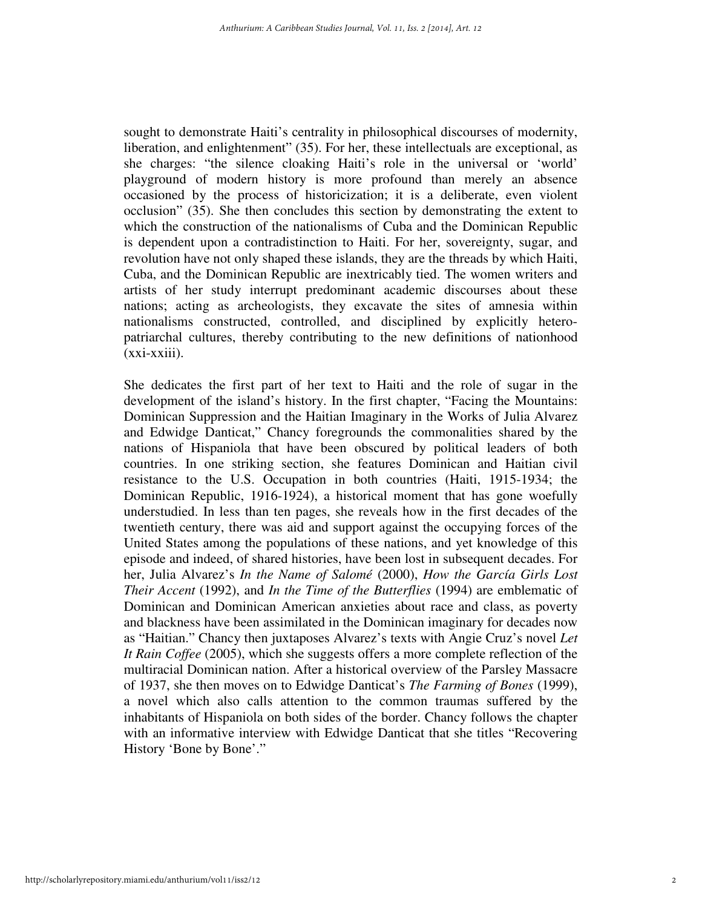sought to demonstrate Haiti's centrality in philosophical discourses of modernity, liberation, and enlightenment" (35). For her, these intellectuals are exceptional, as she charges: "the silence cloaking Haiti's role in the universal or 'world' playground of modern history is more profound than merely an absence occasioned by the process of historicization; it is a deliberate, even violent occlusion" (35). She then concludes this section by demonstrating the extent to which the construction of the nationalisms of Cuba and the Dominican Republic is dependent upon a contradistinction to Haiti. For her, sovereignty, sugar, and revolution have not only shaped these islands, they are the threads by which Haiti, Cuba, and the Dominican Republic are inextricably tied. The women writers and artists of her study interrupt predominant academic discourses about these nations; acting as archeologists, they excavate the sites of amnesia within nationalisms constructed, controlled, and disciplined by explicitly hetero-patriarchal cultures, thereby contributing to the new definitions of nationhood (xxi-xxiii).

She dedicates the first part of her text to Haiti and the role of sugar in the development of the island's history. In the first chapter, "Facing the Mountains: Dominican Suppression and the Haitian Imaginary in the Works of Julia Alvarez and Edwidge Danticat," Chancy foregrounds the commonalities shared by the nations of Hispaniola that have been obscured by political leaders of both countries. In one striking section, she features Dominican and Haitian civil resistance to the U.S. Occupation in both countries (Haiti, 1915-1934; the Dominican Republic, 1916-1924), a historical moment that has gone woefully understudied. In less than ten pages, she reveals how in the first decades of the twentieth century, there was aid and support against the occupying forces of the United States among the populations of these nations, and yet knowledge of this episode and indeed, of shared histories, have been lost in subsequent decades. For her, Julia Alvarez's *In the Name of Salomé* (2000), *How the García Girls Lost Their Accent* (1992), and *In the Time of the Butterflies* (1994) are emblematic of Dominican and Dominican American anxieties about race and class, as poverty and blackness have been assimilated in the Dominican imaginary for decades now as "Haitian." Chancy then juxtaposes Alvarez's texts with Angie Cruz's novel *Let It Rain Coffee* (2005), which she suggests offers a more complete reflection of the multiracial Dominican nation. After a historical overview of the Parsley Massacre of 1937, she then moves on to Edwidge Danticat's *The Farming of Bones* (1999), a novel which also calls attention to the common traumas suffered by the inhabitants of Hispaniola on both sides of the border. Chancy follows the chapter with an informative interview with Edwidge Danticat that she titles "Recovering History 'Bone by Bone'."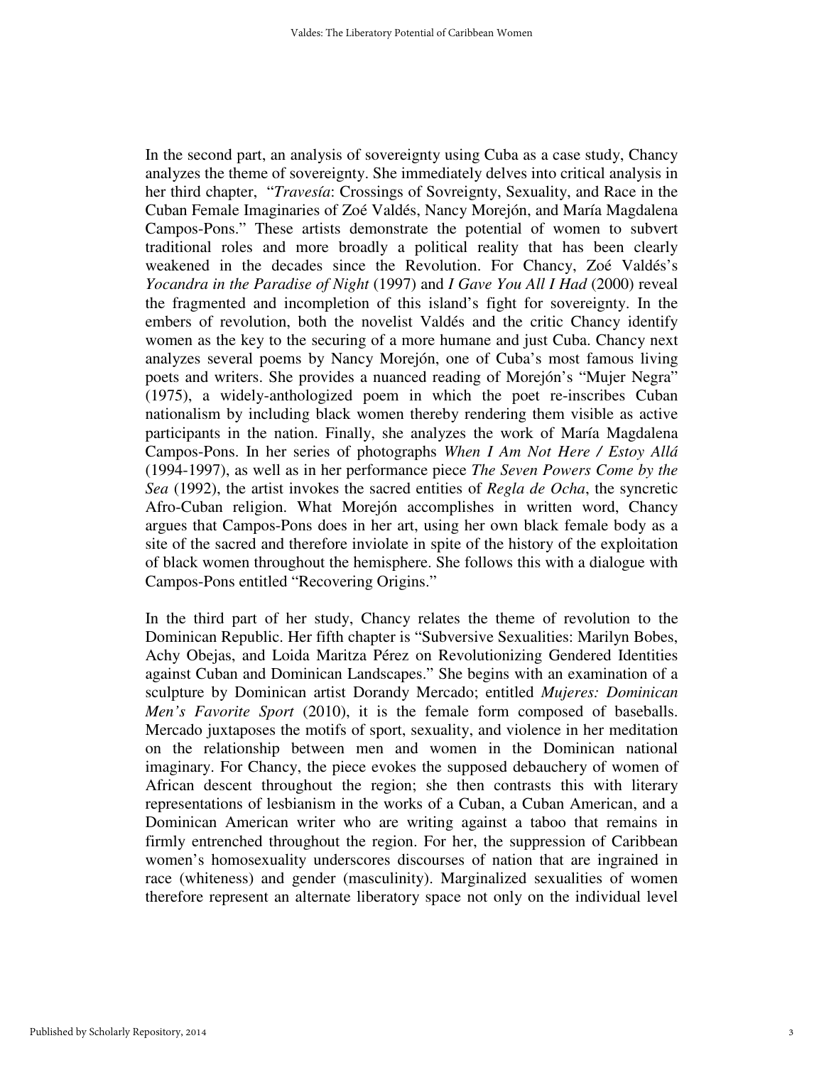In the second part, an analysis of sovereignty using Cuba as a case study, Chancy analyzes the theme of sovereignty. She immediately delves into critical analysis in her third chapter, "*Travesía*: Crossings of Sovreignty, Sexuality, and Race in the Cuban Female Imaginaries of Zoé Valdés, Nancy Morejón, and María Magdalena Campos-Pons." These artists demonstrate the potential of women to subvert traditional roles and more broadly a political reality that has been clearly weakened in the decades since the Revolution. For Chancy, Zoé Valdés's *Yocandra in the Paradise of Night* (1997) and *I Gave You All I Had* (2000) reveal the fragmented and incompletion of this island's fight for sovereignty. In the embers of revolution, both the novelist Valdés and the critic Chancy identify women as the key to the securing of a more humane and just Cuba. Chancy next analyzes several poems by Nancy Morejón, one of Cuba's most famous living poets and writers. She provides a nuanced reading of Morejón's "Mujer Negra" (1975), a widely-anthologized poem in which the poet re-inscribes Cuban nationalism by including black women thereby rendering them visible as active participants in the nation. Finally, she analyzes the work of María Magdalena Campos-Pons. In her series of photographs *When I Am Not Here / Estoy Allá* (1994-1997), as well as in her performance piece *The Seven Powers Come by the Sea* (1992), the artist invokes the sacred entities of *Regla de Ocha*, the syncretic Afro-Cuban religion. What Morejón accomplishes in written word, Chancy argues that Campos-Pons does in her art, using her own black female body as a site of the sacred and therefore inviolate in spite of the history of the exploitation of black women throughout the hemisphere. She follows this with a dialogue with Campos-Pons entitled "Recovering Origins."

In the third part of her study, Chancy relates the theme of revolution to the Dominican Republic. Her fifth chapter is "Subversive Sexualities: Marilyn Bobes, Achy Obejas, and Loida Maritza Pérez on Revolutionizing Gendered Identities against Cuban and Dominican Landscapes." She begins with an examination of a sculpture by Dominican artist Dorandy Mercado; entitled *Mujeres: Dominican Men's Favorite Sport* (2010), it is the female form composed of baseballs. Mercado juxtaposes the motifs of sport, sexuality, and violence in her meditation on the relationship between men and women in the Dominican national imaginary. For Chancy, the piece evokes the supposed debauchery of women of African descent throughout the region; she then contrasts this with literary representations of lesbianism in the works of a Cuban, a Cuban American, and a Dominican American writer who are writing against a taboo that remains in firmly entrenched throughout the region. For her, the suppression of Caribbean women's homosexuality underscores discourses of nation that are ingrained in race (whiteness) and gender (masculinity). Marginalized sexualities of women therefore represent an alternate liberatory space not only on the individual level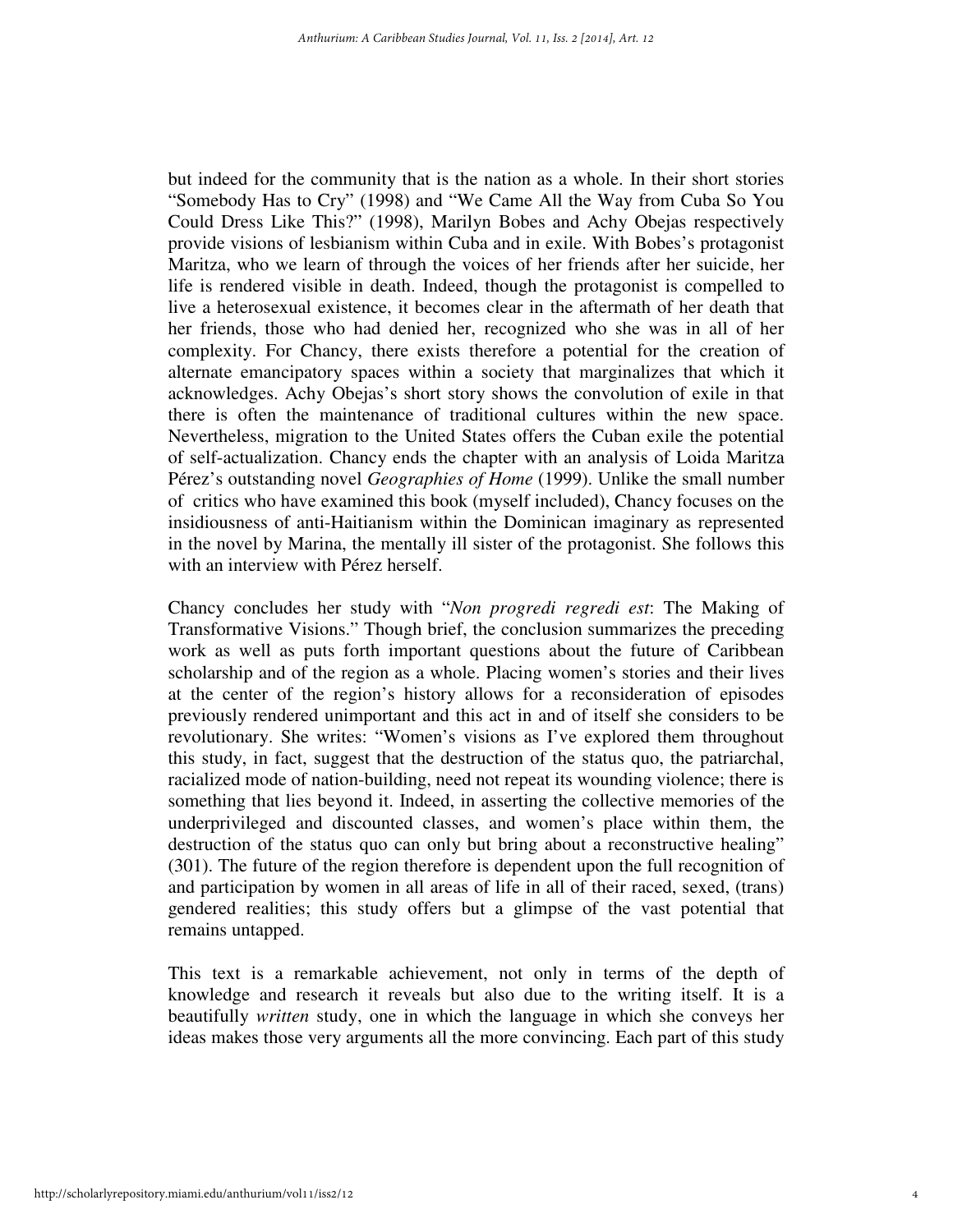but indeed for the community that is the nation as a whole. In their short stories "Somebody Has to Cry" (1998) and "We Came All the Way from Cuba So You Could Dress Like This?" (1998), Marilyn Bobes and Achy Obejas respectively provide visions of lesbianism within Cuba and in exile. With Bobes's protagonist Maritza, who we learn of through the voices of her friends after her suicide, her life is rendered visible in death. Indeed, though the protagonist is compelled to live a heterosexual existence, it becomes clear in the aftermath of her death that her friends, those who had denied her, recognized who she was in all of her complexity. For Chancy, there exists therefore a potential for the creation of alternate emancipatory spaces within a society that marginalizes that which it acknowledges. Achy Obejas's short story shows the convolution of exile in that there is often the maintenance of traditional cultures within the new space. Nevertheless, migration to the United States offers the Cuban exile the potential of self-actualization. Chancy ends the chapter with an analysis of Loida Maritza Pérez's outstanding novel *Geographies of Home* (1999). Unlike the small number of critics who have examined this book (myself included), Chancy focuses on the insidiousness of anti-Haitianism within the Dominican imaginary as represented in the novel by Marina, the mentally ill sister of the protagonist. She follows this with an interview with Pérez herself.

Chancy concludes her study with "*Non progredi regredi est*: The Making of Transformative Visions." Though brief, the conclusion summarizes the preceding work as well as puts forth important questions about the future of Caribbean scholarship and of the region as a whole. Placing women's stories and their lives at the center of the region's history allows for a reconsideration of episodes previously rendered unimportant and this act in and of itself she considers to be revolutionary. She writes: "Women's visions as I've explored them throughout this study, in fact, suggest that the destruction of the status quo, the patriarchal, racialized mode of nation-building, need not repeat its wounding violence; there is something that lies beyond it. Indeed, in asserting the collective memories of the underprivileged and discounted classes, and women's place within them, the destruction of the status quo can only but bring about a reconstructive healing" (301). The future of the region therefore is dependent upon the full recognition of and participation by women in all areas of life in all of their raced, sexed, (trans) gendered realities; this study offers but a glimpse of the vast potential that remains untapped.

This text is a remarkable achievement, not only in terms of the depth of knowledge and research it reveals but also due to the writing itself. It is a beautifully *written* study, one in which the language in which she conveys her ideas makes those very arguments all the more convincing. Each part of this study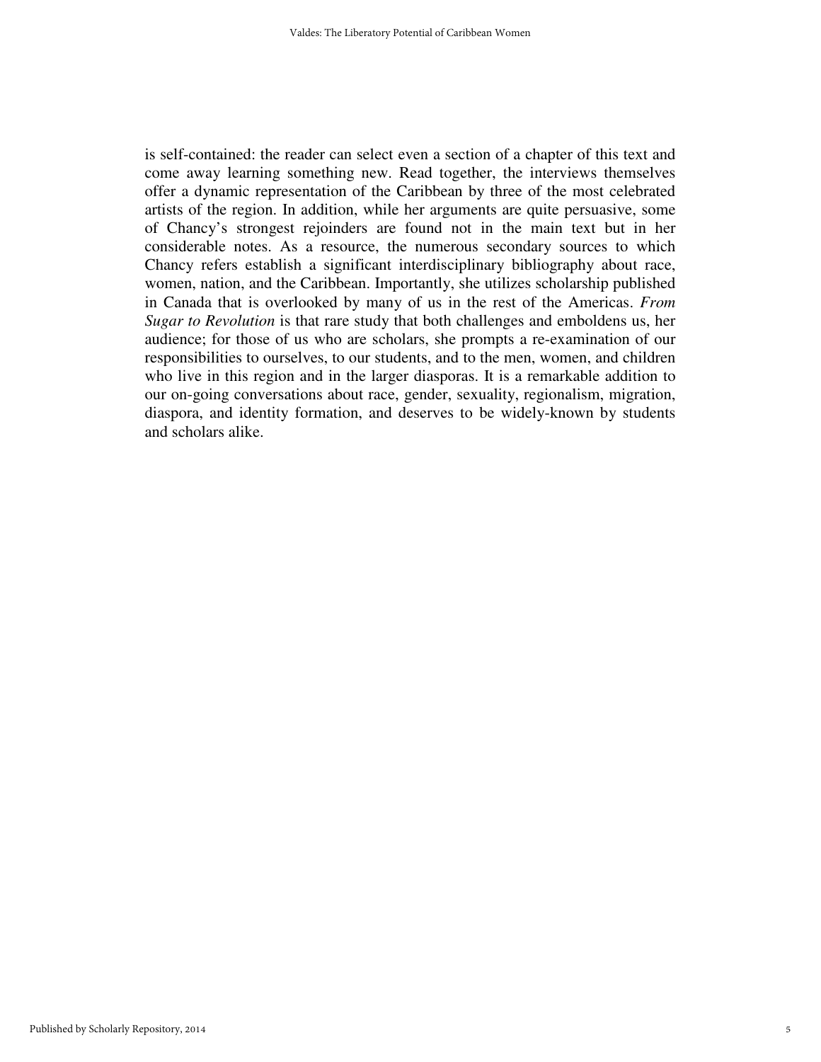is self-contained: the reader can select even a section of a chapter of this text and come away learning something new. Read together, the interviews themselves offer a dynamic representation of the Caribbean by three of the most celebrated artists of the region. In addition, while her arguments are quite persuasive, some of Chancy's strongest rejoinders are found not in the main text but in her considerable notes. As a resource, the numerous secondary sources to which Chancy refers establish a significant interdisciplinary bibliography about race, women, nation, and the Caribbean. Importantly, she utilizes scholarship published in Canada that is overlooked by many of us in the rest of the Americas. *From Sugar to Revolution* is that rare study that both challenges and emboldens us, her audience; for those of us who are scholars, she prompts a re-examination of our responsibilities to ourselves, to our students, and to the men, women, and children who live in this region and in the larger diasporas. It is a remarkable addition to our on-going conversations about race, gender, sexuality, regionalism, migration, diaspora, and identity formation, and deserves to be widely-known by students and scholars alike.